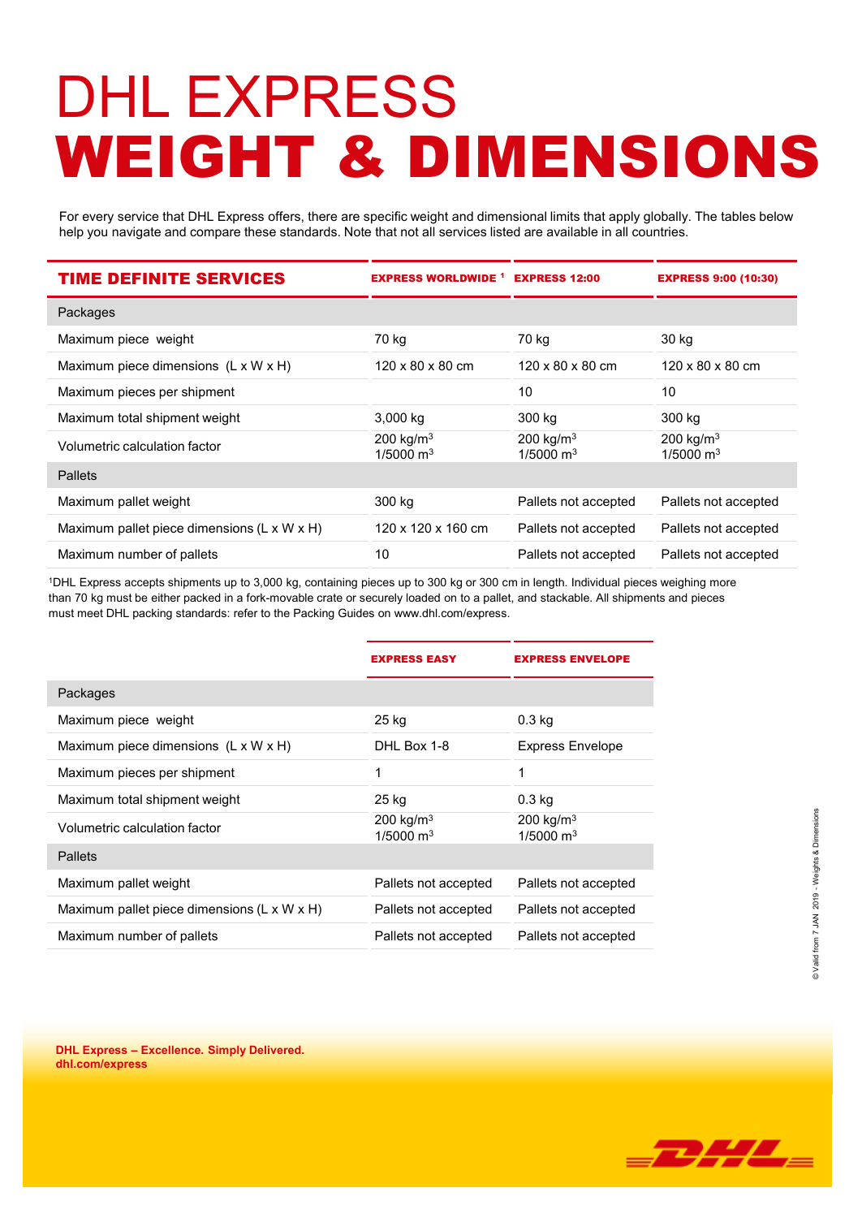# DHL EXPRESS
# WEIGHT & DIMENSIONS

For every service that DHL Express offers, there are specific weight and dimensional limits that apply globally. The tables below help you navigate and compare these standards. Note that not all services listed are available in all countries.

| TIME DEFINITE SERVICES | EXPRESS WORLDWIDE [1] | EXPRESS 12:00 | EXPRESS 9:00 (10:30) |
|---|---|---|---|
| **Packages** | | | |
| Maximum piece weight | 70 kg | 70 kg | 30 kg |
| Maximum piece dimensions (L x W x H) | 120 x 80 x 80 cm | 120 x 80 x 80 cm | 120 x 80 x 80 cm |
| Maximum pieces per shipment | | 10 | 10 |
| Maximum total shipment weight | 3,000 kg | 300 kg | 300 kg |
| Volumetric calculation factor | 200 kg/$m^3$ 1/5000 $m^3$ | 200 kg/$m^3$ 1/5000 $m^3$ | 200 kg/$m^3$ 1/5000 $m^3$ |
| **Pallets** | | | |
| Maximum pallet weight | 300 kg | Pallets not accepted | Pallets not accepted |
| Maximum pallet piece dimensions (L x W x H) | 120 x 120 x 160 cm | Pallets not accepted | Pallets not accepted |
| Maximum number of pallets | 10 | Pallets not accepted | Pallets not accepted |

[1]DHL Express accepts shipments up to 3,000 kg, containing pieces up to 300 kg or 300 cm in length. Individual pieces weighing more than 70 kg must be either packed in a fork-movable crate or securely loaded on to a pallet, and stackable. All shipments and pieces must meet DHL packing standards: refer to the Packing Guides on www.dhl.com/express.

| | EXPRESS EASY | EXPRESS ENVELOPE |
|---|---|---|
| **Packages** | | |
| Maximum piece weight | 25 kg | 0.3 kg |
| Maximum piece dimensions (L x W x H) | DHL Box 1-8 | Express Envelope |
| Maximum pieces per shipment | 1 | 1 |
| Maximum total shipment weight | 25 kg | 0.3 kg |
| Volumetric calculation factor | 200 kg/$m^3$ 1/5000 $m^3$ | 200 kg/$m^3$ 1/5000 $m^3$ |
| **Pallets** | | |
| Maximum pallet weight | Pallets not accepted | Pallets not accepted |
| Maximum pallet piece dimensions (L x W x H) | Pallets not accepted | Pallets not accepted |
| Maximum number of pallets | Pallets not accepted | Pallets not accepted |

© Valid from 7 JAN 2019 - Weights & Dimensions

**DHL Express – Excellence. Simply Delivered.**
**dhl.com/express**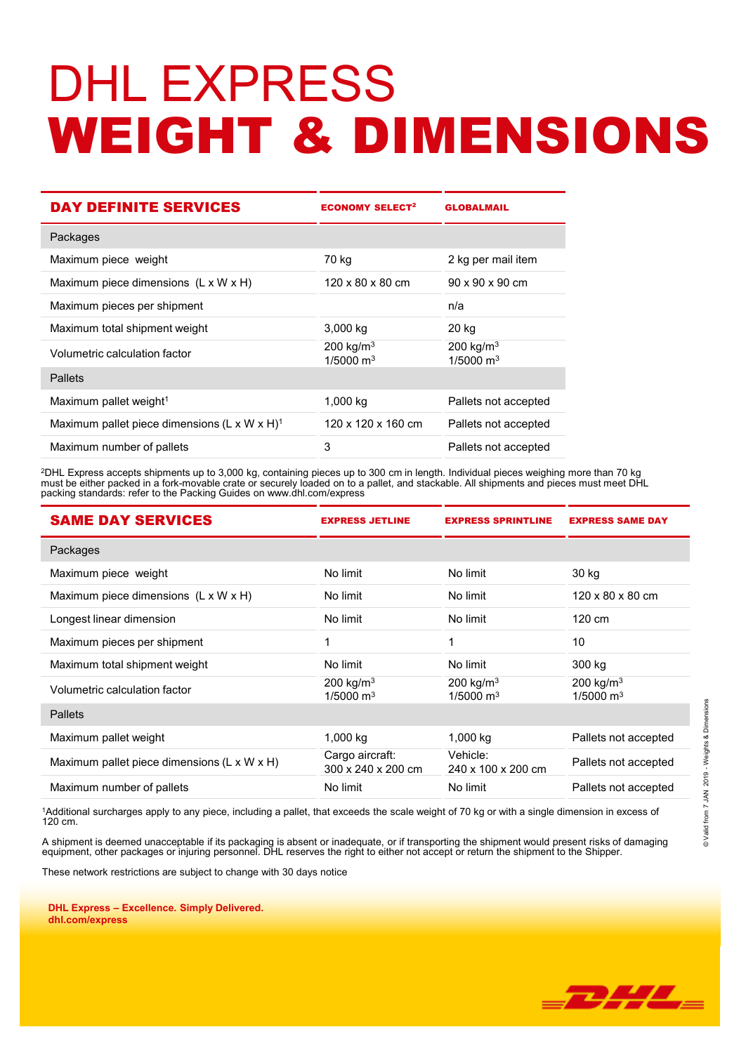# DHL EXPRESS
# WEIGHT & DIMENSIONS

| DAY DEFINITE SERVICES | ECONOMY SELECT[2] | GLOBALMAIL |
|---|---|---|
| **Packages** | | |
| Maximum piece weight | 70 kg | 2 kg per mail item |
| Maximum piece dimensions (L x W x H) | 120 x 80 x 80 cm | 90 x 90 x 90 cm |
| Maximum pieces per shipment | | n/a |
| Maximum total shipment weight | 3,000 kg | 20 kg |
| Volumetric calculation factor | 200 kg/m$^3$ 1/5000 m$^3$ | 200 kg/m$^3$ 1/5000 m$^3$ |
| **Pallets** | | |
| Maximum pallet weight[1] | 1,000 kg | Pallets not accepted |
| Maximum pallet piece dimensions (L x W x H)[1] | 120 x 120 x 160 cm | Pallets not accepted |
| Maximum number of pallets | 3 | Pallets not accepted |

[2]DHL Express accepts shipments up to 3,000 kg, containing pieces up to 300 cm in length. Individual pieces weighing more than 70 kg must be either packed in a fork-movable crate or securely loaded on to a pallet, and stackable. All shipments and pieces must meet DHL packing standards: refer to the Packing Guides on www.dhl.com/express

| SAME DAY SERVICES | EXPRESS JETLINE | EXPRESS SPRINTLINE | EXPRESS SAME DAY |
|---|---|---|---|
| **Packages** | | | |
| Maximum piece weight | No limit | No limit | 30 kg |
| Maximum piece dimensions (L x W x H) | No limit | No limit | 120 x 80 x 80 cm |
| Longest linear dimension | No limit | No limit | 120 cm |
| Maximum pieces per shipment | 1 | 1 | 10 |
| Maximum total shipment weight | No limit | No limit | 300 kg |
| Volumetric calculation factor | 200 kg/m$^3$ 1/5000 m$^3$ | 200 kg/m$^3$ 1/5000 m$^3$ | 200 kg/m$^3$ 1/5000 m$^3$ |
| **Pallets** | | | |
| Maximum pallet weight | 1,000 kg | 1,000 kg | Pallets not accepted |
| Maximum pallet piece dimensions (L x W x H) | Cargo aircraft: 300 x 240 x 200 cm | Vehicle: 240 x 100 x 200 cm | Pallets not accepted |
| Maximum number of pallets | No limit | No limit | Pallets not accepted |

[1]Additional surcharges apply to any piece, including a pallet, that exceeds the scale weight of 70 kg or with a single dimension in excess of 120 cm.

A shipment is deemed unacceptable if its packaging is absent or inadequate, or if transporting the shipment would present risks of damaging equipment, other packages or injuring personnel. DHL reserves the right to either not accept or return the shipment to the Shipper.

These network restrictions are subject to change with 30 days notice

© Valid from 7 JAN 2019 - Weights & Dimensions

**DHL Express – Excellence. Simply Delivered.**
**dhl.com/express**